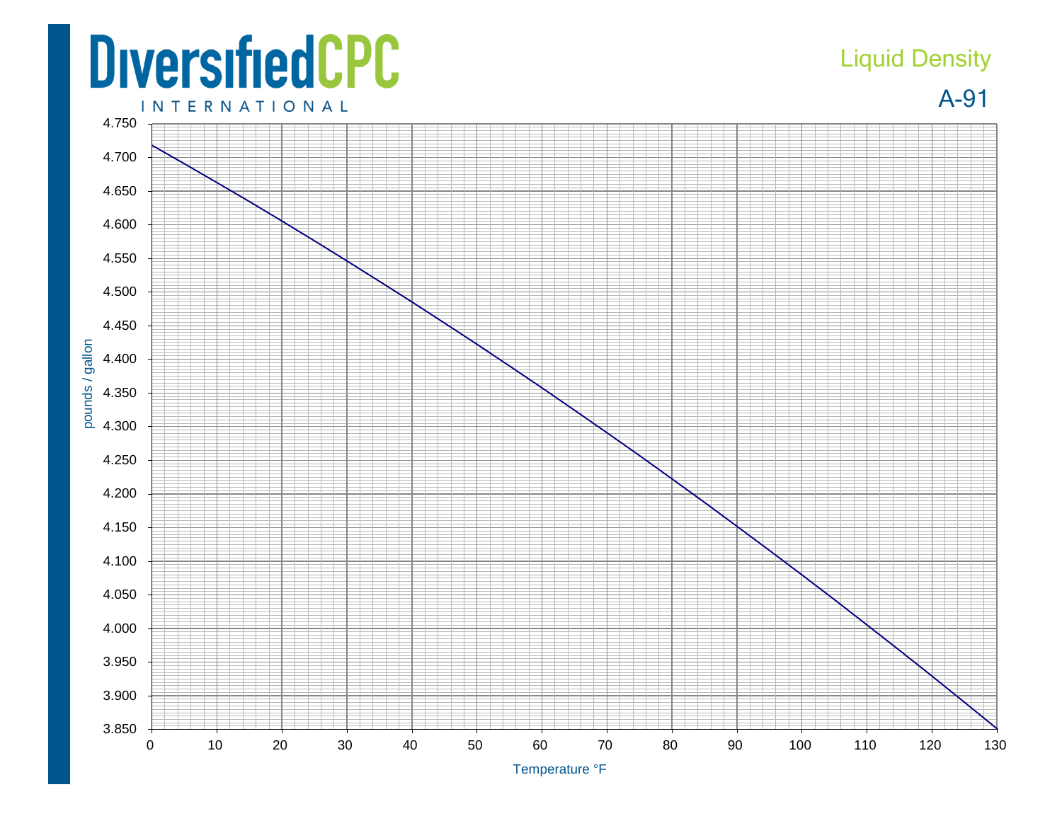# DiversifiedCPC

INTERNATIONAL

## Liquid Density

## A-91

pounds / gallon

Temperature °F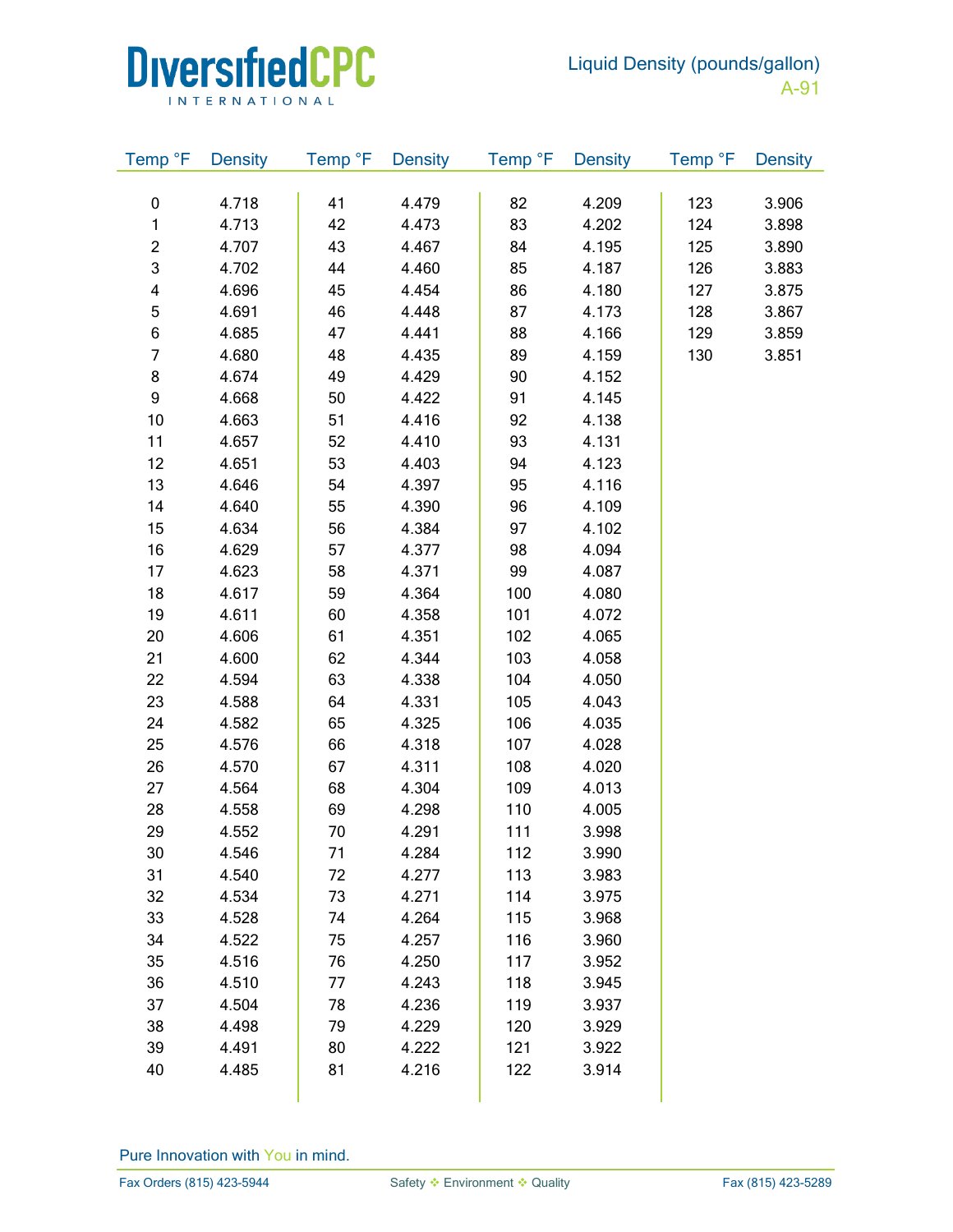# DiversifiedCPC INTERNATIONAL

Liquid Density (pounds/gallon)
A-91

| Temp °F | Density | Temp °F | Density | Temp °F | Density | Temp °F | Density |
|---|---|---|---|---|---|---|---|
| 0 | 4.718 | 41 | 4.479 | 82 | 4.209 | 123 | 3.906 |
| 1 | 4.713 | 42 | 4.473 | 83 | 4.202 | 124 | 3.898 |
| 2 | 4.707 | 43 | 4.467 | 84 | 4.195 | 125 | 3.890 |
| 3 | 4.702 | 44 | 4.460 | 85 | 4.187 | 126 | 3.883 |
| 4 | 4.696 | 45 | 4.454 | 86 | 4.180 | 127 | 3.875 |
| 5 | 4.691 | 46 | 4.448 | 87 | 4.173 | 128 | 3.867 |
| 6 | 4.685 | 47 | 4.441 | 88 | 4.166 | 129 | 3.859 |
| 7 | 4.680 | 48 | 4.435 | 89 | 4.159 | 130 | 3.851 |
| 8 | 4.674 | 49 | 4.429 | 90 | 4.152 | | |
| 9 | 4.668 | 50 | 4.422 | 91 | 4.145 | | |
| 10 | 4.663 | 51 | 4.416 | 92 | 4.138 | | |
| 11 | 4.657 | 52 | 4.410 | 93 | 4.131 | | |
| 12 | 4.651 | 53 | 4.403 | 94 | 4.123 | | |
| 13 | 4.646 | 54 | 4.397 | 95 | 4.116 | | |
| 14 | 4.640 | 55 | 4.390 | 96 | 4.109 | | |
| 15 | 4.634 | 56 | 4.384 | 97 | 4.102 | | |
| 16 | 4.629 | 57 | 4.377 | 98 | 4.094 | | |
| 17 | 4.623 | 58 | 4.371 | 99 | 4.087 | | |
| 18 | 4.617 | 59 | 4.364 | 100 | 4.080 | | |
| 19 | 4.611 | 60 | 4.358 | 101 | 4.072 | | |
| 20 | 4.606 | 61 | 4.351 | 102 | 4.065 | | |
| 21 | 4.600 | 62 | 4.344 | 103 | 4.058 | | |
| 22 | 4.594 | 63 | 4.338 | 104 | 4.050 | | |
| 23 | 4.588 | 64 | 4.331 | 105 | 4.043 | | |
| 24 | 4.582 | 65 | 4.325 | 106 | 4.035 | | |
| 25 | 4.576 | 66 | 4.318 | 107 | 4.028 | | |
| 26 | 4.570 | 67 | 4.311 | 108 | 4.020 | | |
| 27 | 4.564 | 68 | 4.304 | 109 | 4.013 | | |
| 28 | 4.558 | 69 | 4.298 | 110 | 4.005 | | |
| 29 | 4.552 | 70 | 4.291 | 111 | 3.998 | | |
| 30 | 4.546 | 71 | 4.284 | 112 | 3.990 | | |
| 31 | 4.540 | 72 | 4.277 | 113 | 3.983 | | |
| 32 | 4.534 | 73 | 4.271 | 114 | 3.975 | | |
| 33 | 4.528 | 74 | 4.264 | 115 | 3.968 | | |
| 34 | 4.522 | 75 | 4.257 | 116 | 3.960 | | |
| 35 | 4.516 | 76 | 4.250 | 117 | 3.952 | | |
| 36 | 4.510 | 77 | 4.243 | 118 | 3.945 | | |
| 37 | 4.504 | 78 | 4.236 | 119 | 3.937 | | |
| 38 | 4.498 | 79 | 4.229 | 120 | 3.929 | | |
| 39 | 4.491 | 80 | 4.222 | 121 | 3.922 | | |
| 40 | 4.485 | 81 | 4.216 | 122 | 3.914 | | |

Pure Innovation with You in mind.

Fax Orders (815) 423-5944 Safety ❖ Environment ❖ Quality Fax (815) 423-5289